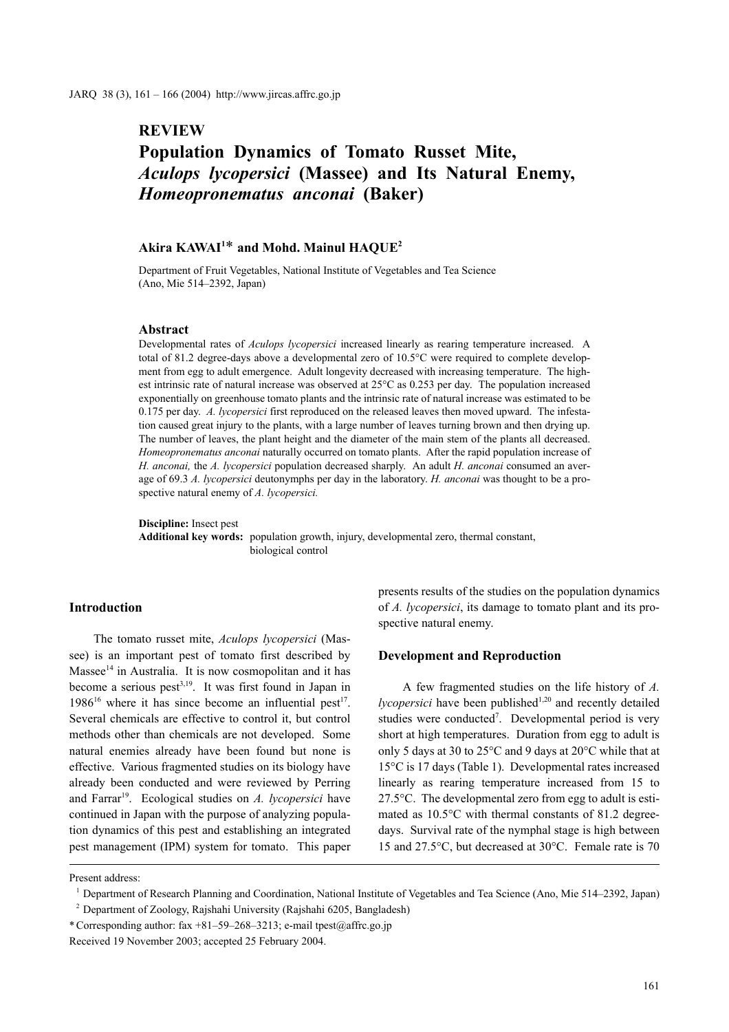## REVIEW

# Population Dynamics of Tomato Russet Mite, *Aculops lycopersici* (Massee) and Its Natural Enemy, *Homeopronematus anconai* (Baker)

**Akira KAWAI**[1]* **and Mohd. Mainul HAQUE**[2]

Department of Fruit Vegetables, National Institute of Vegetables and Tea Science (Ano, Mie 514–2392, Japan)

### Abstract

Developmental rates of *Aculops lycopersici* increased linearly as rearing temperature increased. A total of 81.2 degree-days above a developmental zero of 10.5°C were required to complete development from egg to adult emergence. Adult longevity decreased with increasing temperature. The highest intrinsic rate of natural increase was observed at 25°C as 0.253 per day. The population increased exponentially on greenhouse tomato plants and the intrinsic rate of natural increase was estimated to be 0.175 per day. *A. lycopersici* first reproduced on the released leaves then moved upward. The infestation caused great injury to the plants, with a large number of leaves turning brown and then drying up. The number of leaves, the plant height and the diameter of the main stem of the plants all decreased. *Homeopronematus anconai* naturally occurred on tomato plants. After the rapid population increase of *H. anconai,* the *A. lycopersici* population decreased sharply. An adult *H. anconai* consumed an average of 69.3 *A. lycopersici* deutonymphs per day in the laboratory. *H. anconai* was thought to be a prospective natural enemy of *A. lycopersici.*

**Discipline:** Insect pest
**Additional key words:** population growth, injury, developmental zero, thermal constant, biological control

## Introduction

The tomato russet mite, *Aculops lycopersici* (Massee) is an important pest of tomato first described by Massee[14] in Australia. It is now cosmopolitan and it has become a serious pest[3,19]. It was first found in Japan in 1986[16] where it has since become an influential pest[17]. Several chemicals are effective to control it, but control methods other than chemicals are not developed. Some natural enemies already have been found but none is effective. Various fragmented studies on its biology have already been conducted and were reviewed by Perring and Farrar[19]. Ecological studies on *A. lycopersici* have continued in Japan with the purpose of analyzing population dynamics of this pest and establishing an integrated pest management (IPM) system for tomato. This paper presents results of the studies on the population dynamics of *A. lycopersici*, its damage to tomato plant and its prospective natural enemy.

## Development and Reproduction

A few fragmented studies on the life history of *A. lycopersici* have been published[1,20] and recently detailed studies were conducted[7]. Developmental period is very short at high temperatures. Duration from egg to adult is only 5 days at 30 to 25°C and 9 days at 20°C while that at 15°C is 17 days (Table 1). Developmental rates increased linearly as rearing temperature increased from 15 to 27.5°C. The developmental zero from egg to adult is estimated as 10.5°C with thermal constants of 81.2 degree-days. Survival rate of the nymphal stage is high between 15 and 27.5°C, but decreased at 30°C. Female rate is 70

Present address:

[1] Department of Research Planning and Coordination, National Institute of Vegetables and Tea Science (Ano, Mie 514–2392, Japan)

[2] Department of Zoology, Rajshahi University (Rajshahi 6205, Bangladesh)

*Corresponding author: fax +81–59–268–3213; e-mail tpest@affrc.go.jp

Received 19 November 2003; accepted 25 February 2004.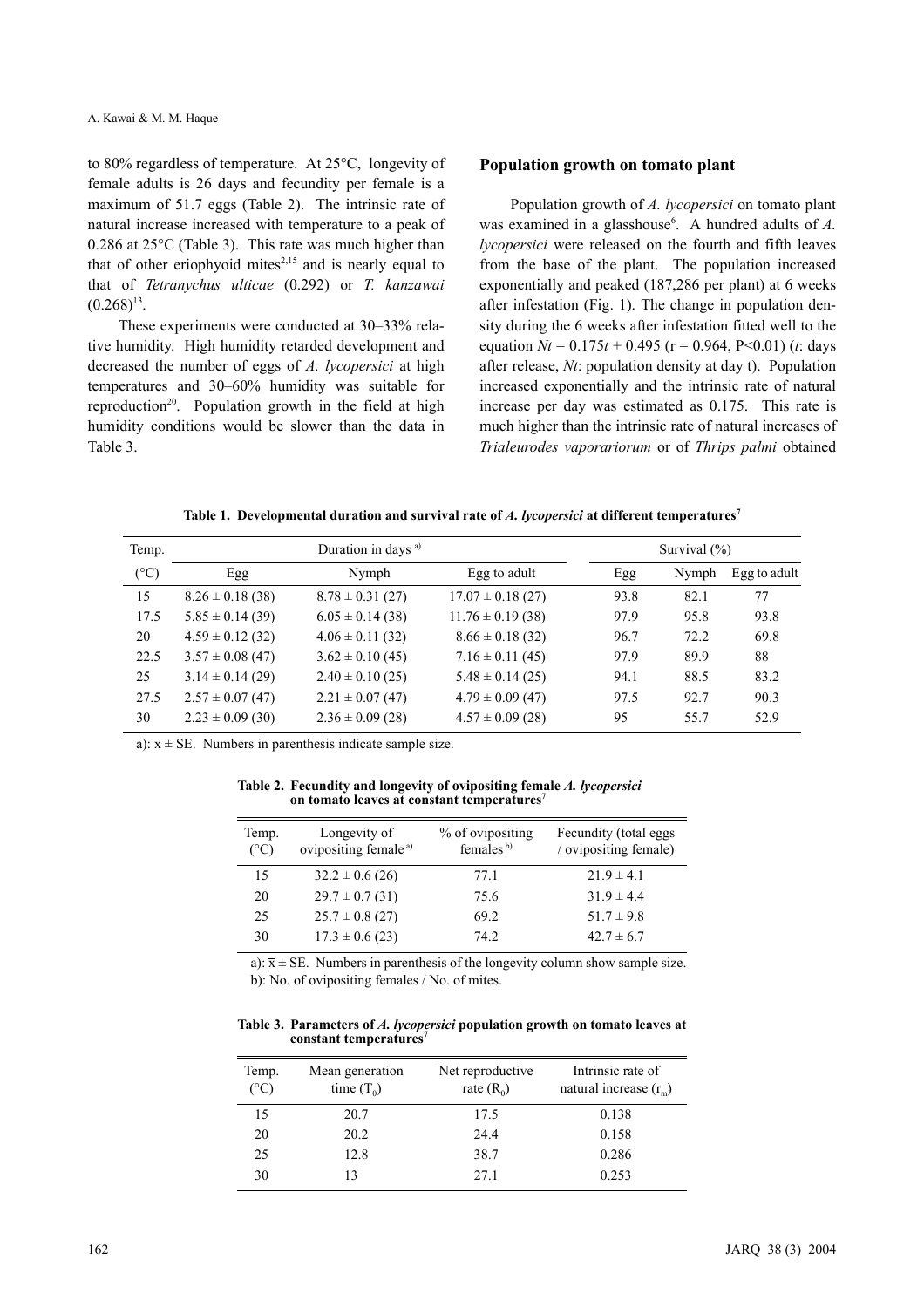to 80% regardless of temperature. At 25°C, longevity of female adults is 26 days and fecundity per female is a maximum of 51.7 eggs (Table 2). The intrinsic rate of natural increase increased with temperature to a peak of 0.286 at 25°C (Table 3). This rate was much higher than that of other eriophyoid mites[2,15] and is nearly equal to that of *Tetranychus ulticae* (0.292) or *T. kanzawai* (0.268)[13].

These experiments were conducted at 30–33% relative humidity. High humidity retarded development and decreased the number of eggs of *A. lycopersici* at high temperatures and 30–60% humidity was suitable for reproduction[20]. Population growth in the field at high humidity conditions would be slower than the data in Table 3.

## Population growth on tomato plant

Population growth of *A. lycopersici* on tomato plant was examined in a glasshouse[6]. A hundred adults of *A. lycopersici* were released on the fourth and fifth leaves from the base of the plant. The population increased exponentially and peaked (187,286 per plant) at 6 weeks after infestation (Fig. 1). The change in population density during the 6 weeks after infestation fitted well to the equation $Nt = 0.175t + 0.495$ ($r = 0.964$, $P<0.01$) ($t$: days after release, $Nt$: population density at day t). Population increased exponentially and the intrinsic rate of natural increase per day was estimated as 0.175. This rate is much higher than the intrinsic rate of natural increases of *Trialeurodes vaporariorum* or of *Thrips palmi* obtained

**Table 1. Developmental duration and survival rate of *A. lycopersici* at different temperatures[7]**

| Temp. | Duration in days a) | | | Survival (%) | | |
|---|---|---|---|---|---|---|
| (°C) | Egg | Nymph | Egg to adult | Egg | Nymph | Egg to adult |
| 15 | 8.26 ± 0.18 (38) | 8.78 ± 0.31 (27) | 17.07 ± 0.18 (27) | 93.8 | 82.1 | 77 |
| 17.5 | 5.85 ± 0.14 (39) | 6.05 ± 0.14 (38) | 11.76 ± 0.19 (38) | 97.9 | 95.8 | 93.8 |
| 20 | 4.59 ± 0.12 (32) | 4.06 ± 0.11 (32) | 8.66 ± 0.18 (32) | 96.7 | 72.2 | 69.8 |
| 22.5 | 3.57 ± 0.08 (47) | 3.62 ± 0.10 (45) | 7.16 ± 0.11 (45) | 97.9 | 89.9 | 88 |
| 25 | 3.14 ± 0.14 (29) | 2.40 ± 0.10 (25) | 5.48 ± 0.14 (25) | 94.1 | 88.5 | 83.2 |
| 27.5 | 2.57 ± 0.07 (47) | 2.21 ± 0.07 (47) | 4.79 ± 0.09 (47) | 97.5 | 92.7 | 90.3 |
| 30 | 2.23 ± 0.09 (30) | 2.36 ± 0.09 (28) | 4.57 ± 0.09 (28) | 95 | 55.7 | 52.9 |

a): $\bar{x}$ ± SE. Numbers in parenthesis indicate sample size.

**Table 2. Fecundity and longevity of ovipositing female *A. lycopersici* on tomato leaves at constant temperatures[7]**

| Temp. (°C) | Longevity of ovipositing female a) | % of ovipositing females b) | Fecundity (total eggs / ovipositing female) |
|---|---|---|---|
| 15 | 32.2 ± 0.6 (26) | 77.1 | 21.9 ± 4.1 |
| 20 | 29.7 ± 0.7 (31) | 75.6 | 31.9 ± 4.4 |
| 25 | 25.7 ± 0.8 (27) | 69.2 | 51.7 ± 9.8 |
| 30 | 17.3 ± 0.6 (23) | 74.2 | 42.7 ± 6.7 |

a): $\bar{x}$ ± SE. Numbers in parenthesis of the longevity column show sample size.
b): No. of ovipositing females / No. of mites.

**Table 3. Parameters of *A. lycopersici* population growth on tomato leaves at constant temperatures[7]**

| Temp. (°C) | Mean generation time ($T_0$) | Net reproductive rate ($R_0$) | Intrinsic rate of natural increase ($r_m$) |
|---|---|---|---|
| 15 | 20.7 | 17.5 | 0.138 |
| 20 | 20.2 | 24.4 | 0.158 |
| 25 | 12.8 | 38.7 | 0.286 |
| 30 | 13 | 27.1 | 0.253 |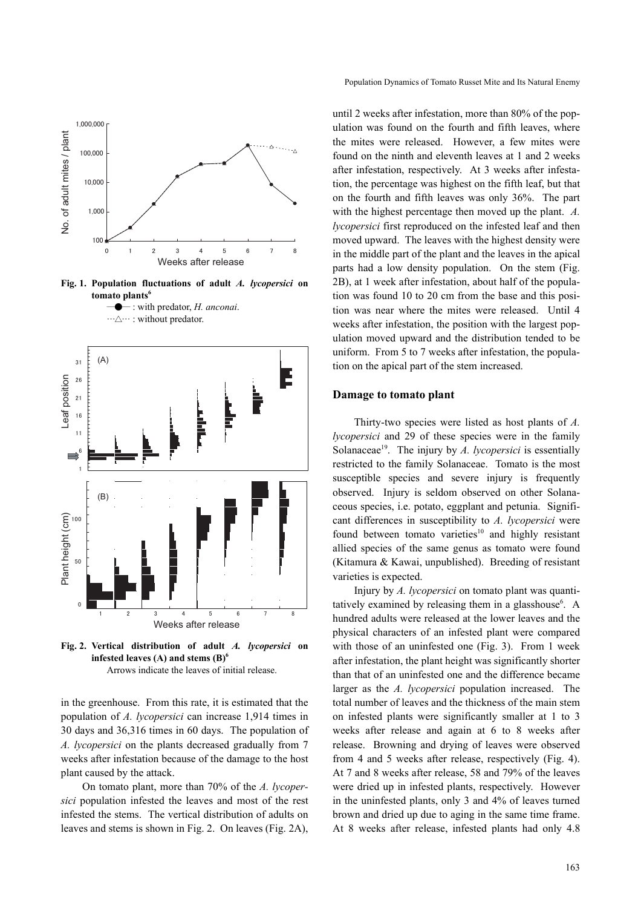**Fig. 1. Population fluctuations of adult *A. lycopersici* on tomato plants[6]**

—●— : with predator, *H. anconai*.

···△··· : without predator.

**Fig. 2. Vertical distribution of adult *A. lycopersici* on infested leaves (A) and stems (B)[6]**

Arrows indicate the leaves of initial release.

in the greenhouse. From this rate, it is estimated that the population of *A. lycopersici* can increase 1,914 times in 30 days and 36,316 times in 60 days. The population of *A. lycopersici* on the plants decreased gradually from 7 weeks after infestation because of the damage to the host plant caused by the attack.

On tomato plant, more than 70% of the *A. lycopersici* population infested the leaves and most of the rest infested the stems. The vertical distribution of adults on leaves and stems is shown in Fig. 2. On leaves (Fig. 2A), until 2 weeks after infestation, more than 80% of the population was found on the fourth and fifth leaves, where the mites were released. However, a few mites were found on the ninth and eleventh leaves at 1 and 2 weeks after infestation, respectively. At 3 weeks after infestation, the percentage was highest on the fifth leaf, but that on the fourth and fifth leaves was only 36%. The part with the highest percentage then moved up the plant. *A. lycopersici* first reproduced on the infested leaf and then moved upward. The leaves with the highest density were in the middle part of the plant and the leaves in the apical parts had a low density population. On the stem (Fig. 2B), at 1 week after infestation, about half of the population was found 10 to 20 cm from the base and this position was near where the mites were released. Until 4 weeks after infestation, the position with the largest population moved upward and the distribution tended to be uniform. From 5 to 7 weeks after infestation, the population on the apical part of the stem increased.

## Damage to tomato plant

Thirty-two species were listed as host plants of *A. lycopersici* and 29 of these species were in the family Solanaceae[19]. The injury by *A. lycopersici* is essentially restricted to the family Solanaceae. Tomato is the most susceptible species and severe injury is frequently observed. Injury is seldom observed on other Solanaceous species, i.e. potato, eggplant and petunia. Significant differences in susceptibility to *A. lycopersici* were found between tomato varieties[10] and highly resistant allied species of the same genus as tomato were found (Kitamura & Kawai, unpublished). Breeding of resistant varieties is expected.

Injury by *A. lycopersici* on tomato plant was quantitatively examined by releasing them in a glasshouse[6]. A hundred adults were released at the lower leaves and the physical characters of an infested plant were compared with those of an uninfested one (Fig. 3). From 1 week after infestation, the plant height was significantly shorter than that of an uninfested one and the difference became larger as the *A. lycopersici* population increased. The total number of leaves and the thickness of the main stem on infested plants were significantly smaller at 1 to 3 weeks after release and again at 6 to 8 weeks after release. Browning and drying of leaves were observed from 4 and 5 weeks after release, respectively (Fig. 4). At 7 and 8 weeks after release, 58 and 79% of the leaves were dried up in infested plants, respectively. However in the uninfested plants, only 3 and 4% of leaves turned brown and dried up due to aging in the same time frame. At 8 weeks after release, infested plants had only 4.8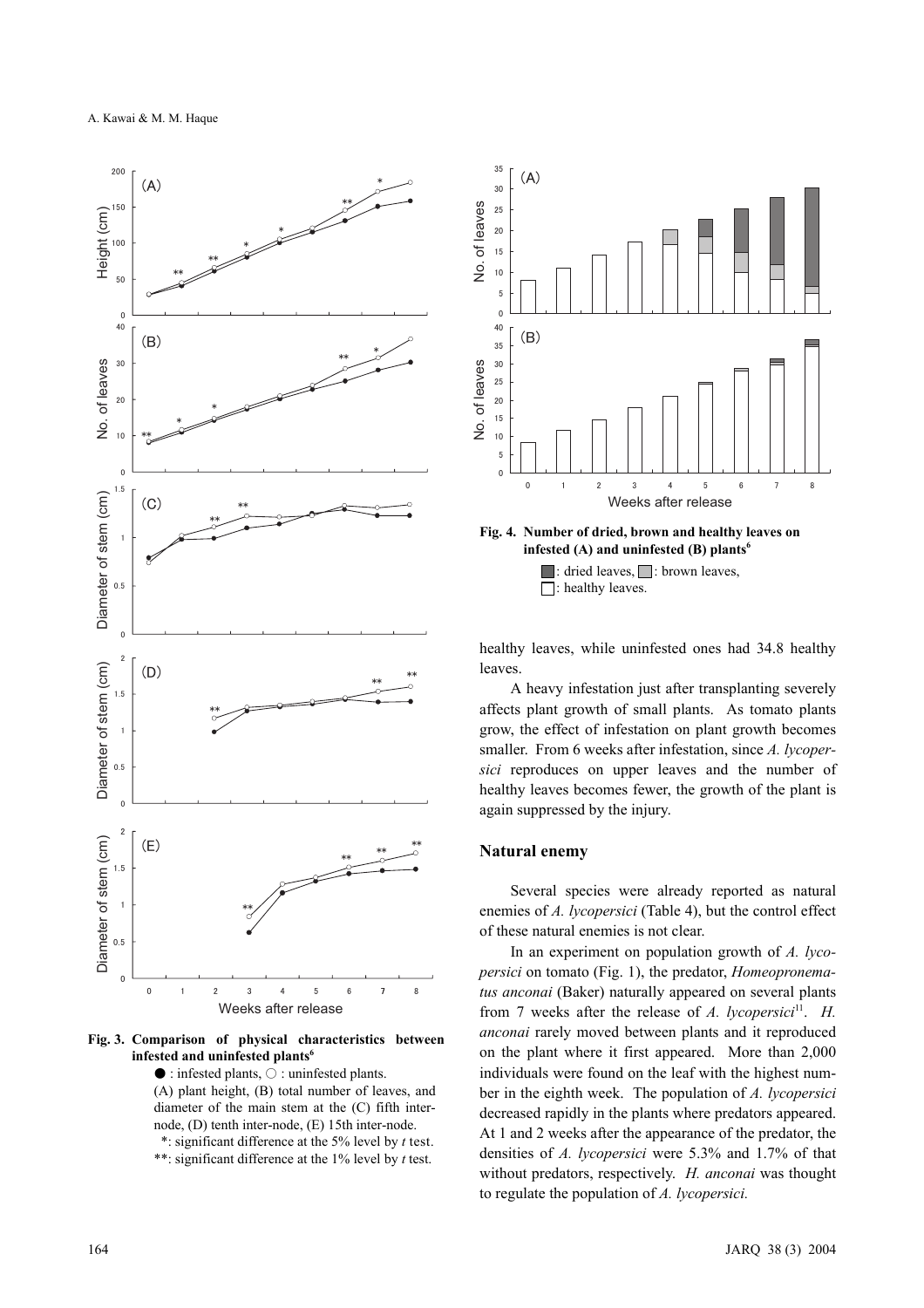Fig. 3. Comparison of physical characteristics between infested and uninfested plants[6]

● : infested plants, ○ : uninfested plants.
(A) plant height, (B) total number of leaves, and diameter of the main stem at the (C) fifth inter-node, (D) tenth inter-node, (E) 15th inter-node.
*: significant difference at the 5% level by *t* test.
**: significant difference at the 1% level by *t* test.

Fig. 4. Number of dried, brown and healthy leaves on infested (A) and uninfested (B) plants[6]

■: dried leaves, ■: brown leaves, □: healthy leaves.

healthy leaves, while uninfested ones had 34.8 healthy leaves.

A heavy infestation just after transplanting severely affects plant growth of small plants. As tomato plants grow, the effect of infestation on plant growth becomes smaller. From 6 weeks after infestation, since *A. lycopersici* reproduces on upper leaves and the number of healthy leaves becomes fewer, the growth of the plant is again suppressed by the injury.

## Natural enemy

Several species were already reported as natural enemies of *A. lycopersici* (Table 4), but the control effect of these natural enemies is not clear.

In an experiment on population growth of *A. lycopersici* on tomato (Fig. 1), the predator, *Homeopronematus anconai* (Baker) naturally appeared on several plants from 7 weeks after the release of *A. lycopersici*[11]. *H. anconai* rarely moved between plants and it reproduced on the plant where it first appeared. More than 2,000 individuals were found on the leaf with the highest number in the eighth week. The population of *A. lycopersici* decreased rapidly in the plants where predators appeared. At 1 and 2 weeks after the appearance of the predator, the densities of *A. lycopersici* were 5.3% and 1.7% of that without predators, respectively. *H. anconai* was thought to regulate the population of *A. lycopersici.*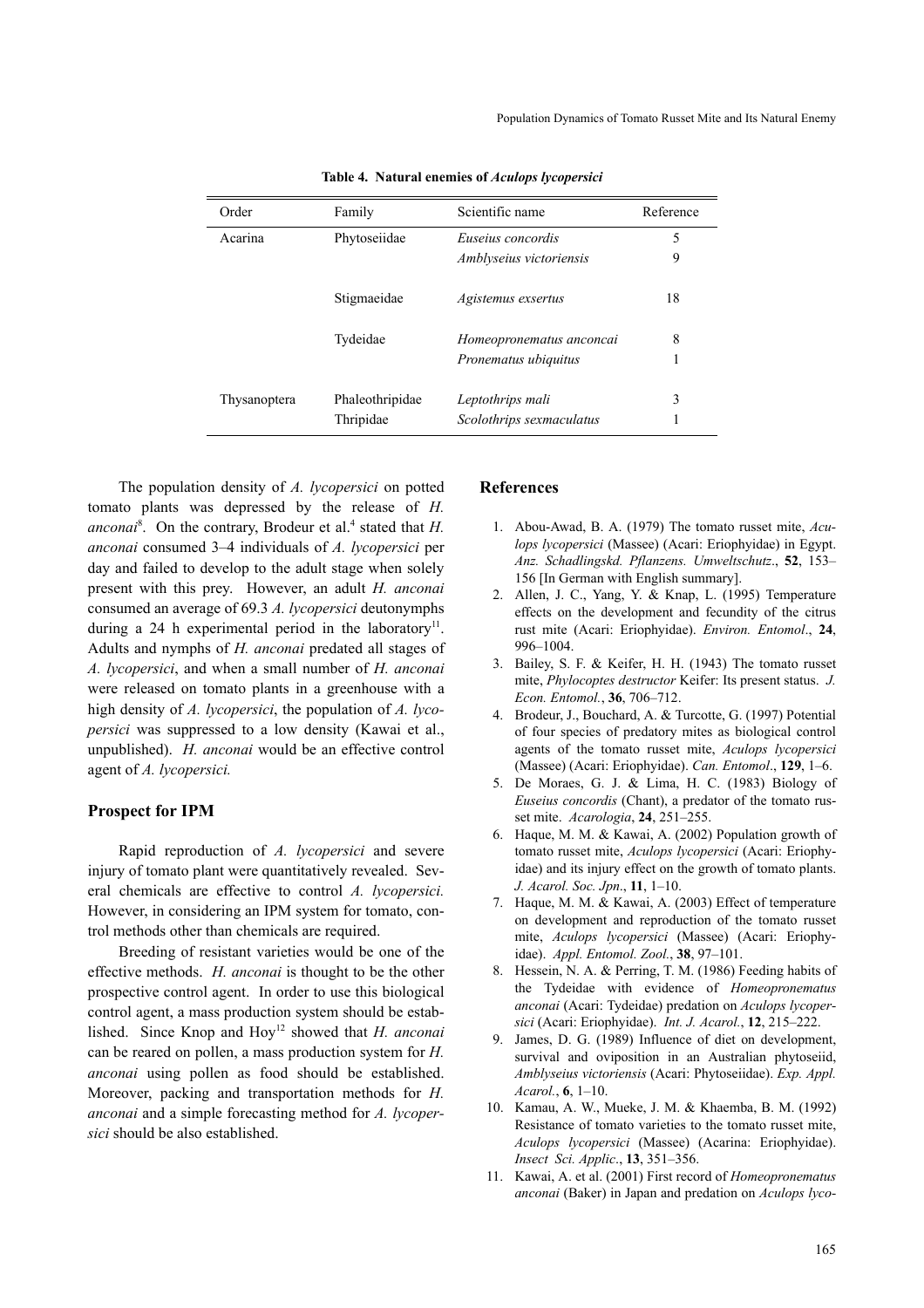**Table 4. Natural enemies of *Aculops lycopersici***

| Order | Family | Scientific name | Reference |
|---|---|---|---|
| Acarina | Phytoseiidae | *Euseius concordis* | 5 |
| | | *Amblyseius victoriensis* | 9 |
| | Stigmaeidae | *Agistemus exsertus* | 18 |
| | Tydeidae | *Homeopronematus anconcai* | 8 |
| | | *Pronematus ubiquitus* | 1 |
| Thysanoptera | Phaleothripidae | *Leptothrips mali* | 3 |
| | Thripidae | *Scolothrips sexmaculatus* | 1 |

The population density of *A. lycopersici* on potted tomato plants was depressed by the release of *H. anconai*[8]. On the contrary, Brodeur et al.[4] stated that *H. anconai* consumed 3–4 individuals of *A. lycopersici* per day and failed to develop to the adult stage when solely present with this prey. However, an adult *H. anconai* consumed an average of 69.3 *A. lycopersici* deutonymphs during a 24 h experimental period in the laboratory[11]. Adults and nymphs of *H. anconai* predated all stages of *A. lycopersici*, and when a small number of *H. anconai* were released on tomato plants in a greenhouse with a high density of *A. lycopersici*, the population of *A. lycopersici* was suppressed to a low density (Kawai et al., unpublished). *H. anconai* would be an effective control agent of *A. lycopersici.*

## Prospect for IPM

Rapid reproduction of *A. lycopersici* and severe injury of tomato plant were quantitatively revealed. Several chemicals are effective to control *A. lycopersici.* However, in considering an IPM system for tomato, control methods other than chemicals are required.

Breeding of resistant varieties would be one of the effective methods. *H. anconai* is thought to be the other prospective control agent. In order to use this biological control agent, a mass production system should be established. Since Knop and Hoy[12] showed that *H. anconai* can be reared on pollen, a mass production system for *H. anconai* using pollen as food should be established. Moreover, packing and transportation methods for *H. anconai* and a simple forecasting method for *A. lycopersici* should be also established.

## References

1. Abou-Awad, B. A. (1979) The tomato russet mite, *Aculops lycopersici* (Massee) (Acari: Eriophyidae) in Egypt. *Anz. Schadlingskd. Pflanzens. Umweltschutz*., **52**, 153–156 [In German with English summary].
2. Allen, J. C., Yang, Y. & Knap, L. (1995) Temperature effects on the development and fecundity of the citrus rust mite (Acari: Eriophyidae). *Environ. Entomol*., **24**, 996–1004.
3. Bailey, S. F. & Keifer, H. H. (1943) The tomato russet mite, *Phylocoptes destructor* Keifer: Its present status. *J. Econ. Entomol.*, **36**, 706–712.
4. Brodeur, J., Bouchard, A. & Turcotte, G. (1997) Potential of four species of predatory mites as biological control agents of the tomato russet mite, *Aculops lycopersici* (Massee) (Acari: Eriophyidae). *Can. Entomol*., **129**, 1–6.
5. De Moraes, G. J. & Lima, H. C. (1983) Biology of *Euseius concordis* (Chant), a predator of the tomato russet mite. *Acarologia*, **24**, 251–255.
6. Haque, M. M. & Kawai, A. (2002) Population growth of tomato russet mite, *Aculops lycopersici* (Acari: Eriophyidae) and its injury effect on the growth of tomato plants. *J. Acarol. Soc. Jpn*., **11**, 1–10.
7. Haque, M. M. & Kawai, A. (2003) Effect of temperature on development and reproduction of the tomato russet mite, *Aculops lycopersici* (Massee) (Acari: Eriophyidae). *Appl. Entomol. Zool.*, **38**, 97–101.
8. Hessein, N. A. & Perring, T. M. (1986) Feeding habits of the Tydeidae with evidence of *Homeopronematus anconai* (Acari: Tydeidae) predation on *Aculops lycopersici* (Acari: Eriophyidae). *Int. J. Acarol.*, **12**, 215–222.
9. James, D. G. (1989) Influence of diet on development, survival and oviposition in an Australian phytoseiid, *Amblyseius victoriensis* (Acari: Phytoseiidae). *Exp. Appl. Acarol.*, **6**, 1–10.
10. Kamau, A. W., Mueke, J. M. & Khaemba, B. M. (1992) Resistance of tomato varieties to the tomato russet mite, *Aculops lycopersici* (Massee) (Acarina: Eriophyidae). *Insect Sci. Applic*., **13**, 351–356.
11. Kawai, A. et al. (2001) First record of *Homeopronematus anconai* (Baker) in Japan and predation on *Aculops lyco-*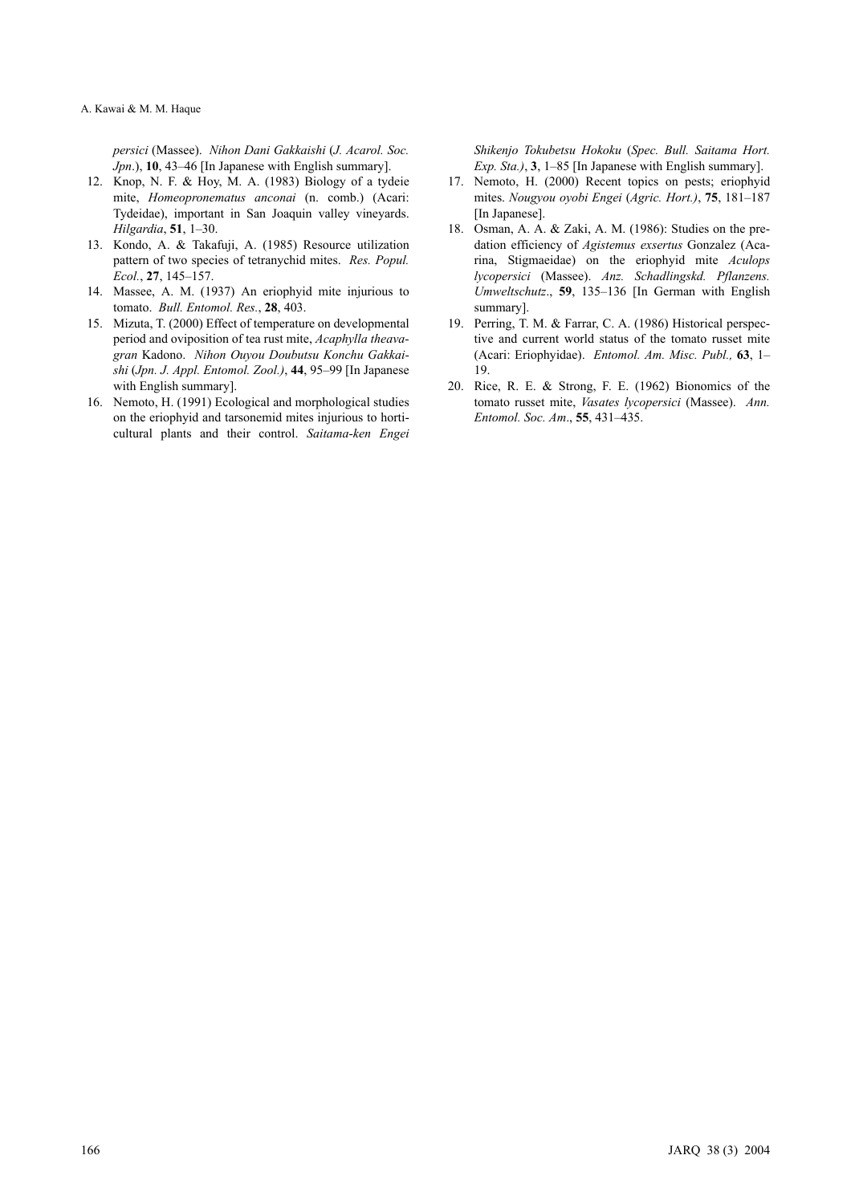*persici* (Massee). *Nihon Dani Gakkaishi* (*J. Acarol. Soc. Jpn*.), **10**, 43–46 [In Japanese with English summary].

12. Knop, N. F. & Hoy, M. A. (1983) Biology of a tydeie mite, *Homeopronematus anconai* (n. comb.) (Acari: Tydeidae), important in San Joaquin valley vineyards. *Hilgardia*, **51**, 1–30.
13. Kondo, A. & Takafuji, A. (1985) Resource utilization pattern of two species of tetranychid mites. *Res. Popul. Ecol.*, **27**, 145–157.
14. Massee, A. M. (1937) An eriophyid mite injurious to tomato. *Bull. Entomol. Res.*, **28**, 403.
15. Mizuta, T. (2000) Effect of temperature on developmental period and oviposition of tea rust mite, *Acaphylla theavagran* Kadono. *Nihon Ouyou Doubutsu Konchu Gakkaishi* (*Jpn. J. Appl. Entomol. Zool.)*, **44**, 95–99 [In Japanese with English summary].
16. Nemoto, H. (1991) Ecological and morphological studies on the eriophyid and tarsonemid mites injurious to horticultural plants and their control. *Saitama-ken Engei Shikenjo Tokubetsu Hokoku* (*Spec. Bull. Saitama Hort. Exp. Sta.)*, **3**, 1–85 [In Japanese with English summary].
17. Nemoto, H. (2000) Recent topics on pests; eriophyid mites. *Nougyou oyobi Engei* (*Agric. Hort.)*, **75**, 181–187 [In Japanese].
18. Osman, A. A. & Zaki, A. M. (1986): Studies on the predation efficiency of *Agistemus exsertus* Gonzalez (Acarina, Stigmaeidae) on the eriophyid mite *Aculops lycopersici* (Massee). *Anz. Schadlingskd. Pflanzens. Umweltschutz*., **59**, 135–136 [In German with English summary].
19. Perring, T. M. & Farrar, C. A. (1986) Historical perspective and current world status of the tomato russet mite (Acari: Eriophyidae). *Entomol. Am. Misc. Publ.,* **63**, 1–19.
20. Rice, R. E. & Strong, F. E. (1962) Bionomics of the tomato russet mite, *Vasates lycopersici* (Massee). *Ann. Entomol. Soc. Am*., **55**, 431–435.